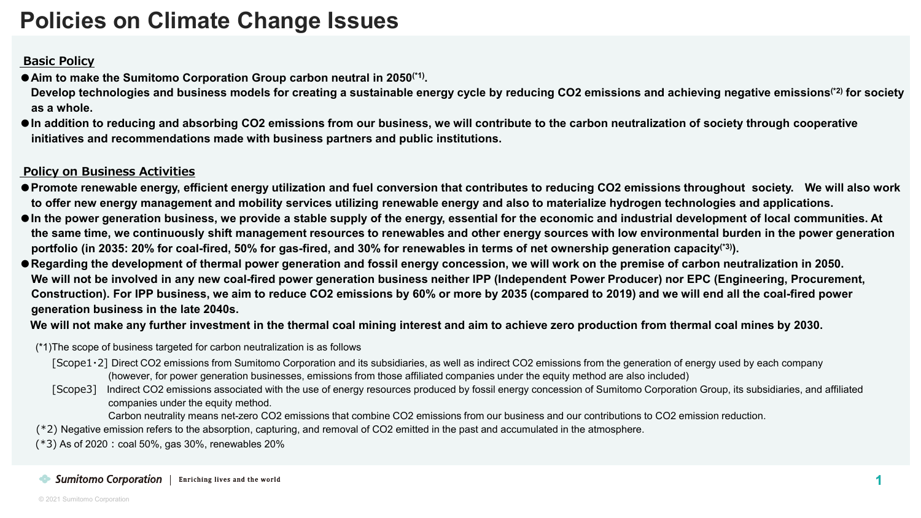# Policies on Climate Change Issues

## Basic Policy

- **Aim to make the Sumitomo Corporation Group carbon neutral in 2050(*1).**
  **Develop technologies and business models for creating a sustainable energy cycle by reducing $CO_2$ emissions and achieving negative emissions(*2) for society as a whole.**
- **In addition to reducing and absorbing $CO_2$ emissions from our business, we will contribute to the carbon neutralization of society through cooperative initiatives and recommendations made with business partners and public institutions.**

## Policy on Business Activities

- **Promote renewable energy, efficient energy utilization and fuel conversion that contributes to reducing $CO_2$ emissions throughout society. We will also work to offer new energy management and mobility services utilizing renewable energy and also to materialize hydrogen technologies and applications.**
- **In the power generation business, we provide a stable supply of the energy, essential for the economic and industrial development of local communities. At the same time, we continuously shift management resources to renewables and other energy sources with low environmental burden in the power generation portfolio (in 2035: 20% for coal-fired, 50% for gas-fired, and 30% for renewables in terms of net ownership generation capacity(*3)).**
- **Regarding the development of thermal power generation and fossil energy concession, we will work on the premise of carbon neutralization in 2050.**
  **We will not be involved in any new coal-fired power generation business neither IPP (Independent Power Producer) nor EPC (Engineering, Procurement, Construction). For IPP business, we aim to reduce $CO_2$ emissions by 60% or more by 2035 (compared to 2019) and we will end all the coal-fired power generation business in the late 2040s.**
  **We will not make any further investment in the thermal coal mining interest and aim to achieve zero production from thermal coal mines by 2030.**

(*1)The scope of business targeted for carbon neutralization is as follows

[Scope1・2] Direct $CO_2$ emissions from Sumitomo Corporation and its subsidiaries, as well as indirect $CO_2$ emissions from the generation of energy used by each company (however, for power generation businesses, emissions from those affiliated companies under the equity method are also included)

[Scope3] Indirect $CO_2$ emissions associated with the use of energy resources produced by fossil energy concession of Sumitomo Corporation Group, its subsidiaries, and affiliated companies under the equity method.

Carbon neutrality means net-zero $CO_2$ emissions that combine $CO_2$ emissions from our business and our contributions to $CO_2$ emission reduction.

(*2) Negative emission refers to the absorption, capturing, and removal of $CO_2$ emitted in the past and accumulated in the atmosphere.

(*3) As of 2020：coal 50%, gas 30%, renewables 20%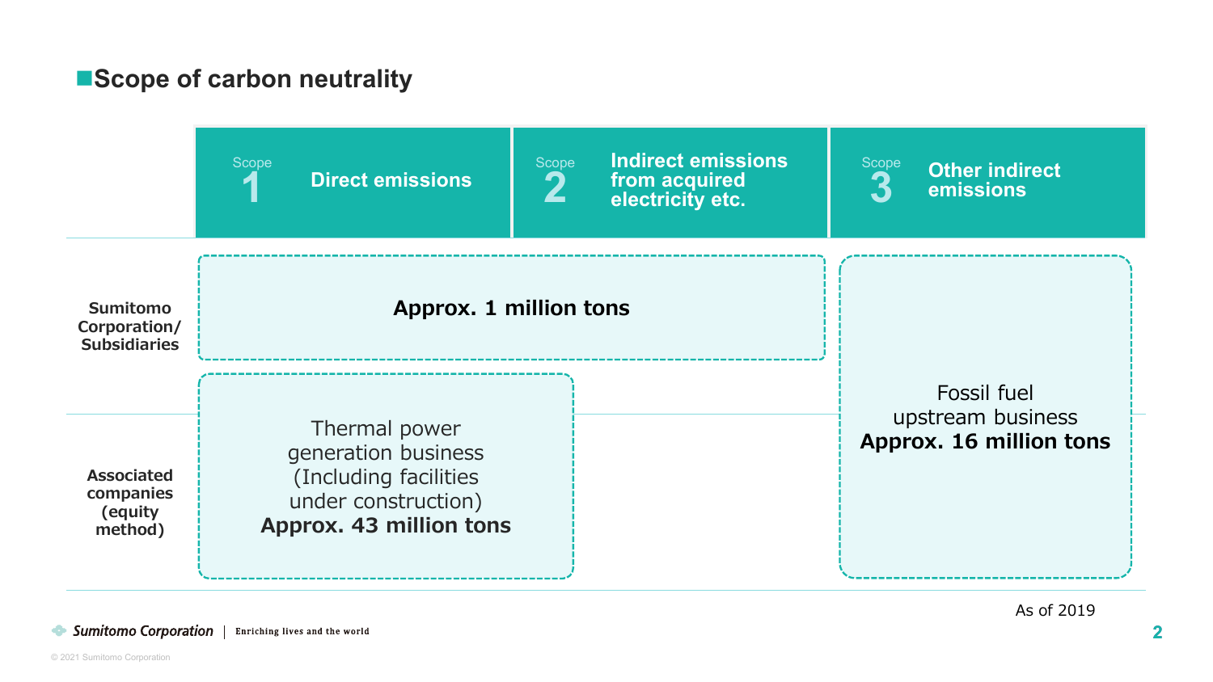## Scope of carbon neutrality

| | Scope 1 Direct emissions | Scope 2 Indirect emissions from acquired electricity etc. | Scope 3 Other indirect emissions |
|---|---|---|---|
| Sumitomo Corporation/ Subsidiaries | **Approx. 1 million tons** | | Fossil fuel upstream business **Approx. 16 million tons** |
| Associated companies (equity method) | Thermal power generation business (Including facilities under construction) **Approx. 43 million tons** | | |

As of 2019

Sumitomo Corporation | Enriching lives and the world

© 2021 Sumitomo Corporation